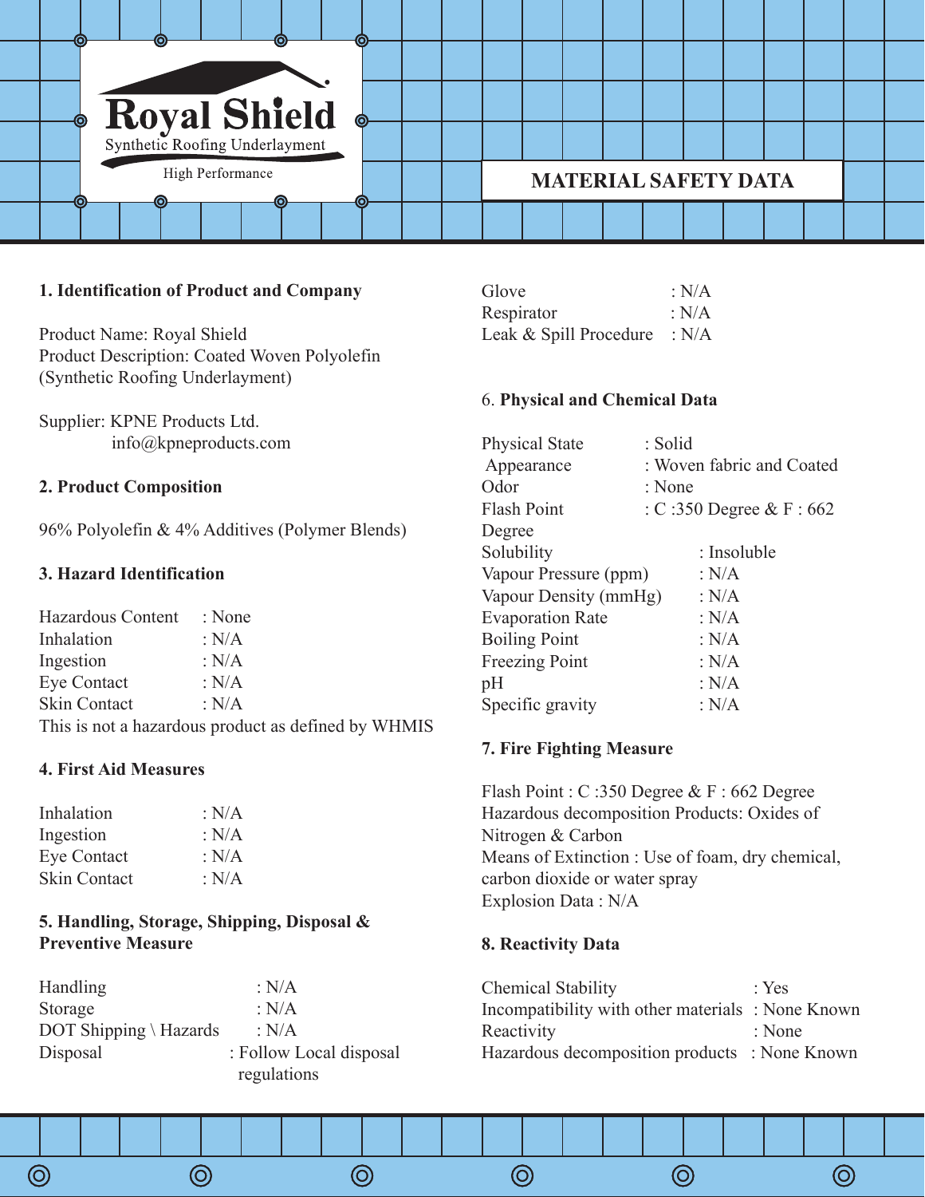Royal Shield

Synthetic Roofing Underlayment

High Performance

# MATERIAL SAFETY DATA

## 1. Identification of Product and Company

Product Name: Royal Shield
Product Description: Coated Woven Polyolefin (Synthetic Roofing Underlayment)

Supplier: KPNE Products Ltd.
info@kpneproducts.com

## 2. Product Composition

96% Polyolefin & 4% Additives (Polymer Blends)

## 3. Hazard Identification

Hazardous Content : None
Inhalation : N/A
Ingestion : N/A
Eye Contact : N/A
Skin Contact : N/A
This is not a hazardous product as defined by WHMIS

## 4. First Aid Measures

Inhalation : N/A
Ingestion : N/A
Eye Contact : N/A
Skin Contact : N/A

## 5. Handling, Storage, Shipping, Disposal & Preventive Measure

Handling : N/A
Storage : N/A
DOT Shipping \ Hazards : N/A
Disposal : Follow Local disposal regulations
Glove : N/A
Respirator : N/A
Leak & Spill Procedure : N/A

## 6. Physical and Chemical Data

Physical State : Solid
Appearance : Woven fabric and Coated
Odor : None
Flash Point : C :350 Degree & F : 662 Degree
Solubility : Insoluble
Vapour Pressure (ppm) : N/A
Vapour Density (mmHg) : N/A
Evaporation Rate : N/A
Boiling Point : N/A
Freezing Point : N/A
pH : N/A
Specific gravity : N/A

## 7. Fire Fighting Measure

Flash Point : C :350 Degree & F : 662 Degree
Hazardous decomposition Products: Oxides of Nitrogen & Carbon
Means of Extinction : Use of foam, dry chemical, carbon dioxide or water spray
Explosion Data : N/A

## 8. Reactivity Data

Chemical Stability : Yes
Incompatibility with other materials : None Known
Reactivity : None
Hazardous decomposition products : None Known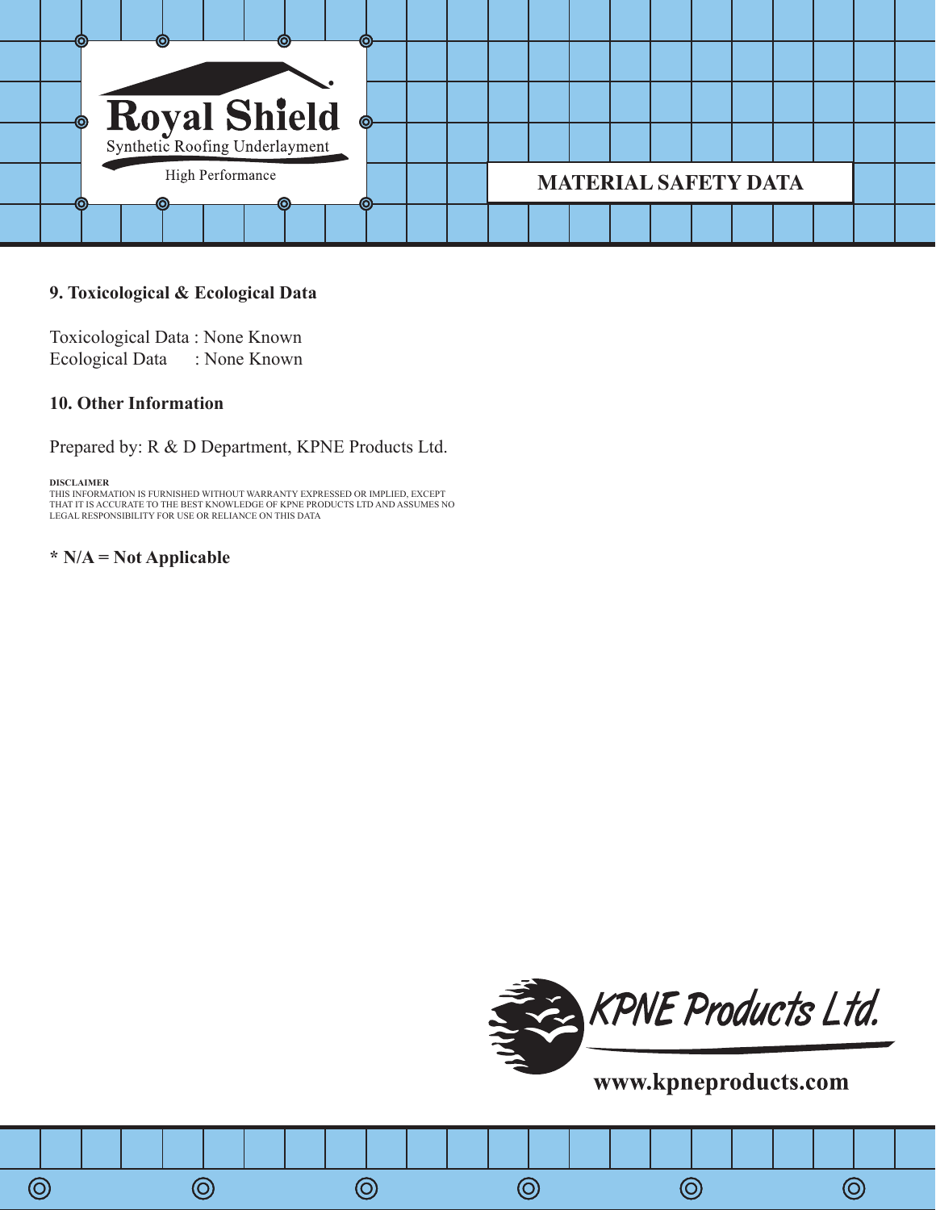Royal Shield

Synthetic Roofing Underlayment

High Performance

MATERIAL SAFETY DATA

## 9. Toxicological & Ecological Data

Toxicological Data : None Known
Ecological Data : None Known

## 10. Other Information

Prepared by: R & D Department, KPNE Products Ltd.

**DISCLAIMER**
THIS INFORMATION IS FURNISHED WITHOUT WARRANTY EXPRESSED OR IMPLIED, EXCEPT THAT IT IS ACCURATE TO THE BEST KNOWLEDGE OF KPNE PRODUCTS LTD AND ASSUMES NO LEGAL RESPONSIBILITY FOR USE OR RELIANCE ON THIS DATA

**\* N/A = Not Applicable**

KPNE Products Ltd.

www.kpneproducts.com